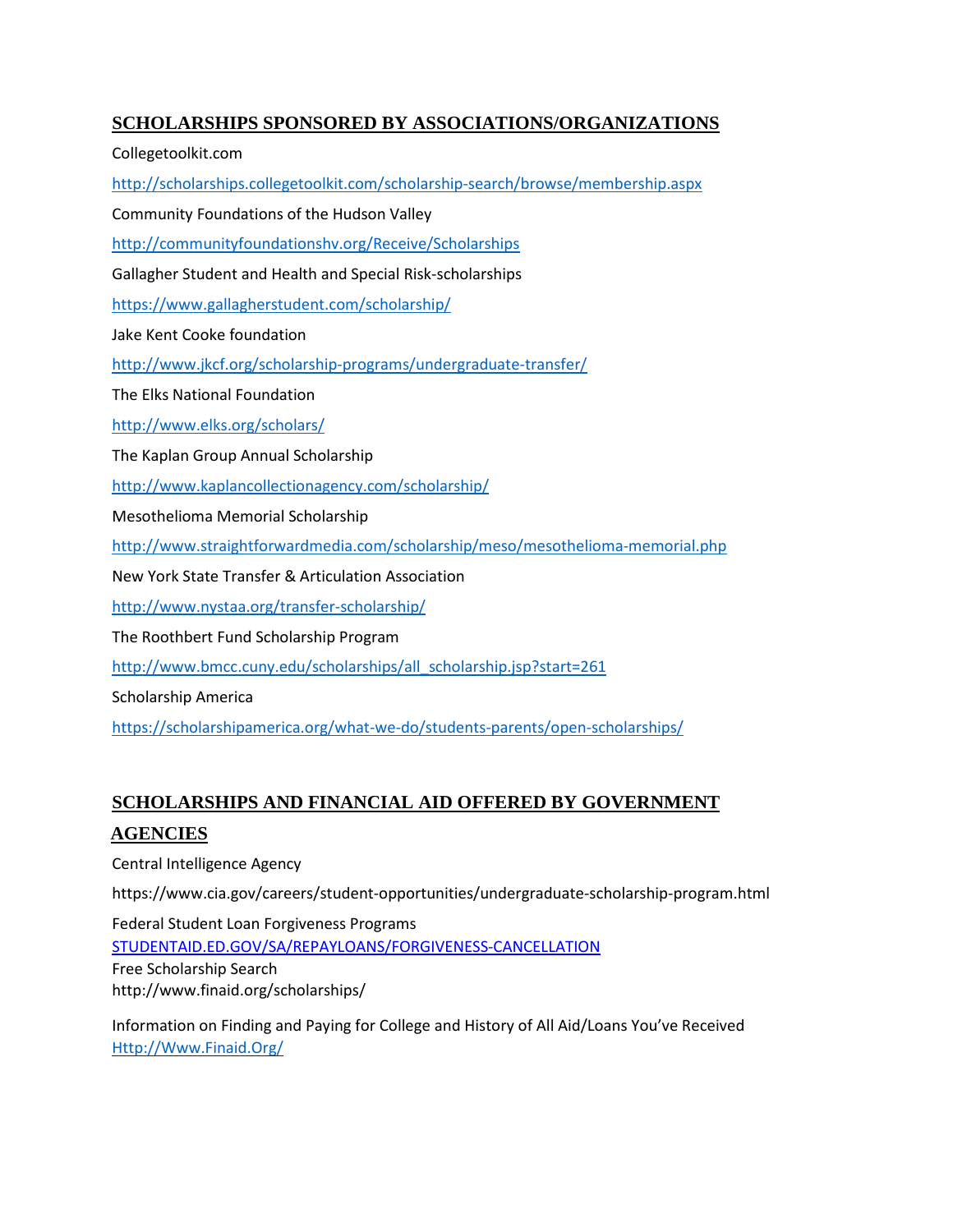## SCHOLARSHIPS SPONSORED BY ASSOCIATIONS/ORGANIZATIONS

Collegetoolkit.com

http://scholarships.collegetoolkit.com/scholarship-search/browse/membership.aspx

Community Foundations of the Hudson Valley

http://communityfoundationshv.org/Receive/Scholarships

Gallagher Student and Health and Special Risk-scholarships

https://www.gallagherstudent.com/scholarship/

Jake Kent Cooke foundation

http://www.jkcf.org/scholarship-programs/undergraduate-transfer/

The Elks National Foundation

http://www.elks.org/scholars/

The Kaplan Group Annual Scholarship

http://www.kaplancollectionagency.com/scholarship/

Mesothelioma Memorial Scholarship

http://www.straightforwardmedia.com/scholarship/meso/mesothelioma-memorial.php

New York State Transfer & Articulation Association

http://www.nystaa.org/transfer-scholarship/

The Roothbert Fund Scholarship Program

http://www.bmcc.cuny.edu/scholarships/all_scholarship.jsp?start=261

Scholarship America

https://scholarshipamerica.org/what-we-do/students-parents/open-scholarships/

## SCHOLARSHIPS AND FINANCIAL AID OFFERED BY GOVERNMENT AGENCIES

Central Intelligence Agency

https://www.cia.gov/careers/student-opportunities/undergraduate-scholarship-program.html

Federal Student Loan Forgiveness Programs
STUDENTAID.ED.GOV/SA/REPAYLOANS/FORGIVENESS-CANCELLATION
Free Scholarship Search
http://www.finaid.org/scholarships/

Information on Finding and Paying for College and History of All Aid/Loans You've Received
Http://Www.Finaid.Org/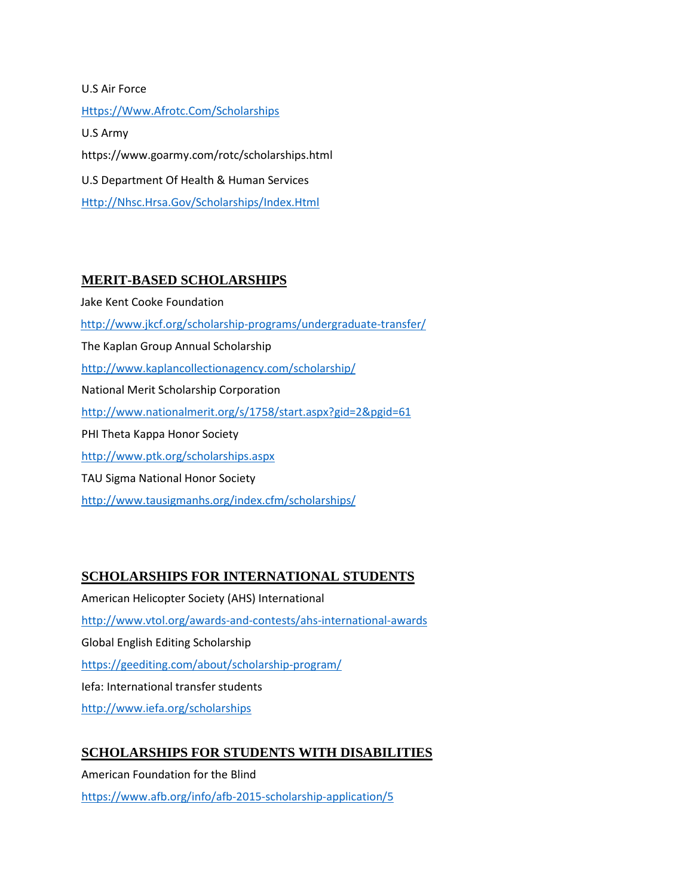U.S Air Force

Https://Www.Afrotc.Com/Scholarships

U.S Army

https://www.goarmy.com/rotc/scholarships.html

U.S Department Of Health & Human Services

Http://Nhsc.Hrsa.Gov/Scholarships/Index.Html

## MERIT-BASED SCHOLARSHIPS

Jake Kent Cooke Foundation

http://www.jkcf.org/scholarship-programs/undergraduate-transfer/

The Kaplan Group Annual Scholarship

http://www.kaplancollectionagency.com/scholarship/

National Merit Scholarship Corporation

http://www.nationalmerit.org/s/1758/start.aspx?gid=2&pgid=61

PHI Theta Kappa Honor Society

http://www.ptk.org/scholarships.aspx

TAU Sigma National Honor Society

http://www.tausigmanhs.org/index.cfm/scholarships/

## SCHOLARSHIPS FOR INTERNATIONAL STUDENTS

American Helicopter Society (AHS) International

http://www.vtol.org/awards-and-contests/ahs-international-awards

Global English Editing Scholarship

https://geediting.com/about/scholarship-program/

Iefa: International transfer students

http://www.iefa.org/scholarships

## SCHOLARSHIPS FOR STUDENTS WITH DISABILITIES

American Foundation for the Blind

https://www.afb.org/info/afb-2015-scholarship-application/5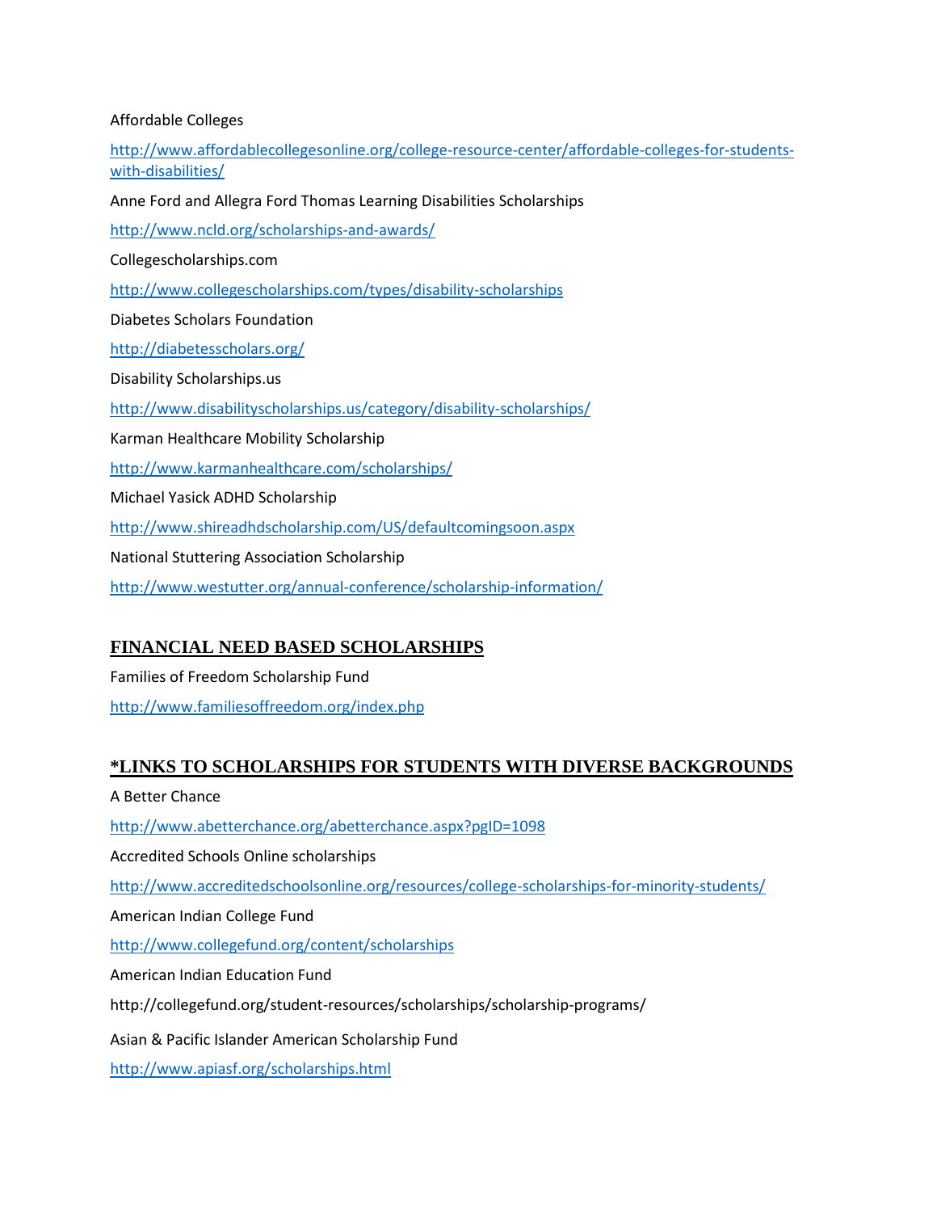Affordable Colleges

http://www.affordablecollegesonline.org/college-resource-center/affordable-colleges-for-students-with-disabilities/

Anne Ford and Allegra Ford Thomas Learning Disabilities Scholarships

http://www.ncld.org/scholarships-and-awards/

Collegescholarships.com

http://www.collegescholarships.com/types/disability-scholarships

Diabetes Scholars Foundation

http://diabetesscholars.org/

Disability Scholarships.us

http://www.disabilityscholarships.us/category/disability-scholarships/

Karman Healthcare Mobility Scholarship

http://www.karmanhealthcare.com/scholarships/

Michael Yasick ADHD Scholarship

http://www.shireadhdscholarship.com/US/defaultcomingsoon.aspx

National Stuttering Association Scholarship

http://www.westutter.org/annual-conference/scholarship-information/

## FINANCIAL NEED BASED SCHOLARSHIPS

Families of Freedom Scholarship Fund

http://www.familiesoffreedom.org/index.php

## *LINKS TO SCHOLARSHIPS FOR STUDENTS WITH DIVERSE BACKGROUNDS

A Better Chance

http://www.abetterchance.org/abetterchance.aspx?pgID=1098

Accredited Schools Online scholarships

http://www.accreditedschoolsonline.org/resources/college-scholarships-for-minority-students/

American Indian College Fund

http://www.collegefund.org/content/scholarships

American Indian Education Fund

http://collegefund.org/student-resources/scholarships/scholarship-programs/

Asian & Pacific Islander American Scholarship Fund

http://www.apiasf.org/scholarships.html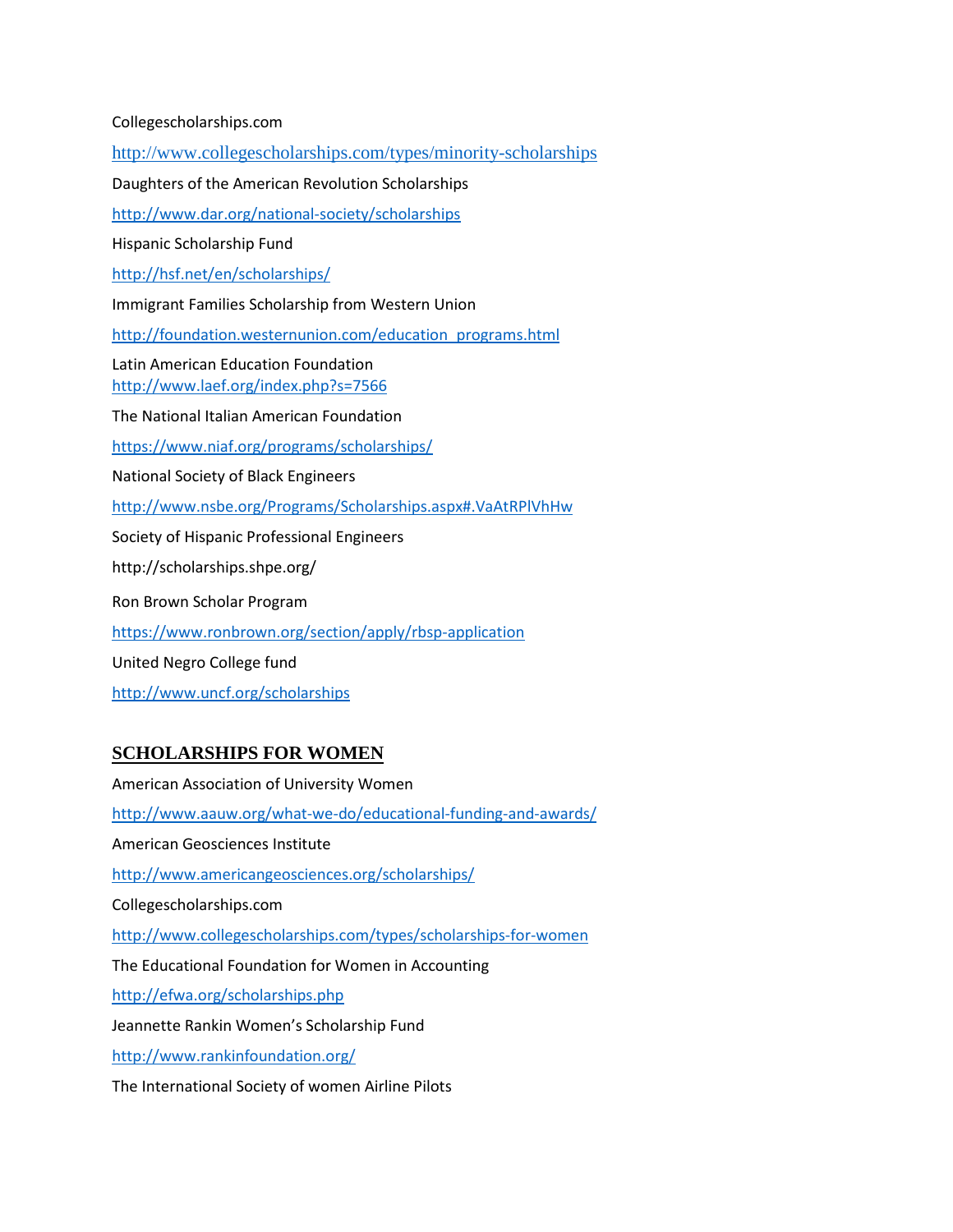Collegescholarships.com

http://www.collegescholarships.com/types/minority-scholarships

Daughters of the American Revolution Scholarships

http://www.dar.org/national-society/scholarships

Hispanic Scholarship Fund

http://hsf.net/en/scholarships/

Immigrant Families Scholarship from Western Union

http://foundation.westernunion.com/education_programs.html

Latin American Education Foundation
http://www.laef.org/index.php?s=7566

The National Italian American Foundation

https://www.niaf.org/programs/scholarships/

National Society of Black Engineers

http://www.nsbe.org/Programs/Scholarships.aspx#.VaAtRPlVhHw

Society of Hispanic Professional Engineers

http://scholarships.shpe.org/

Ron Brown Scholar Program

https://www.ronbrown.org/section/apply/rbsp-application

United Negro College fund

http://www.uncf.org/scholarships

## SCHOLARSHIPS FOR WOMEN

American Association of University Women

http://www.aauw.org/what-we-do/educational-funding-and-awards/

American Geosciences Institute

http://www.americangeosciences.org/scholarships/

Collegescholarships.com

http://www.collegescholarships.com/types/scholarships-for-women

The Educational Foundation for Women in Accounting

http://efwa.org/scholarships.php

Jeannette Rankin Women's Scholarship Fund

http://www.rankinfoundation.org/

The International Society of women Airline Pilots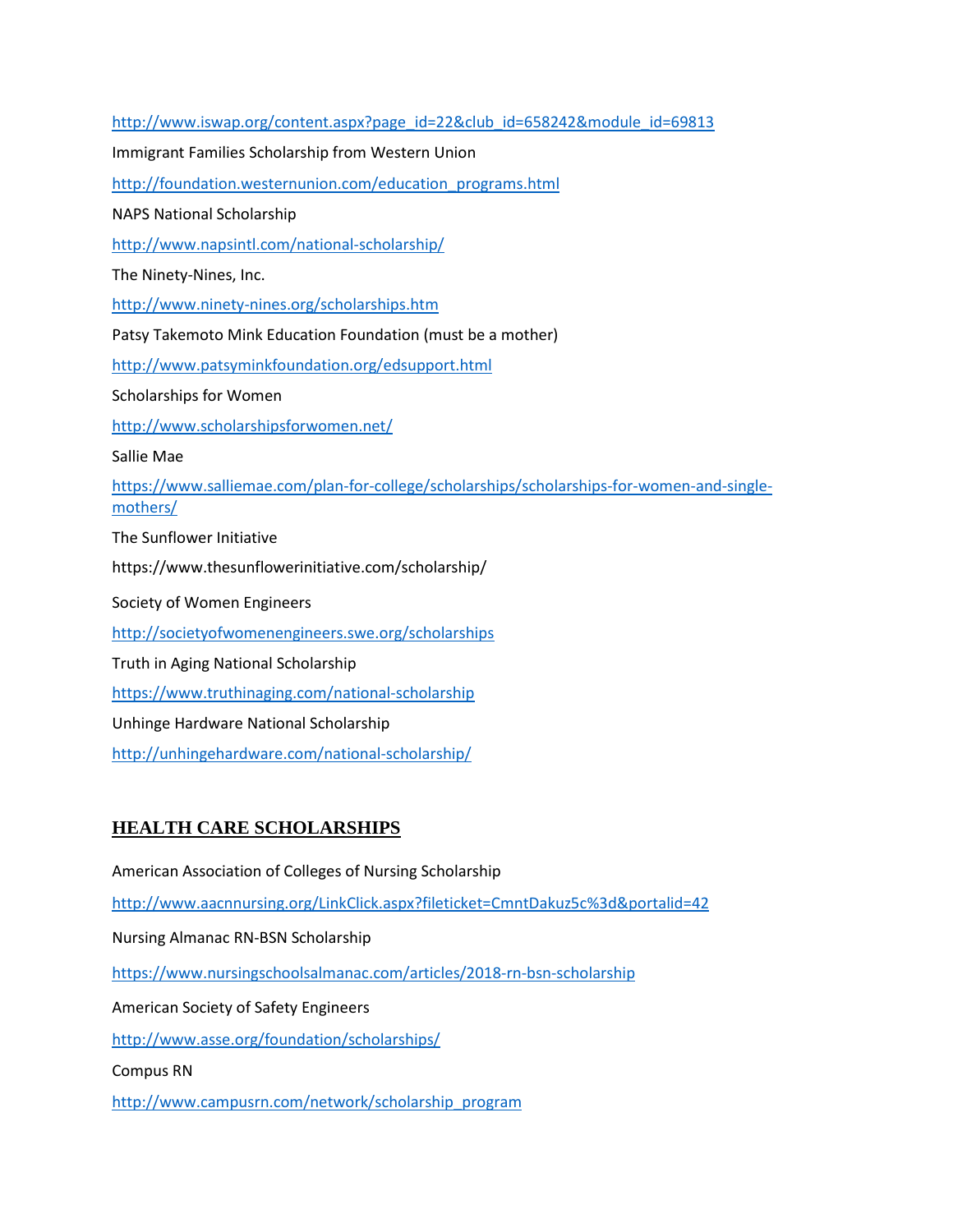http://www.iswap.org/content.aspx?page_id=22&club_id=658242&module_id=69813

Immigrant Families Scholarship from Western Union

http://foundation.westernunion.com/education_programs.html

NAPS National Scholarship

http://www.napsintl.com/national-scholarship/

The Ninety-Nines, Inc.

http://www.ninety-nines.org/scholarships.htm

Patsy Takemoto Mink Education Foundation (must be a mother)

http://www.patsyminkfoundation.org/edsupport.html

Scholarships for Women

http://www.scholarshipsforwomen.net/

Sallie Mae

https://www.salliemae.com/plan-for-college/scholarships/scholarships-for-women-and-single-mothers/

The Sunflower Initiative

https://www.thesunflowerinitiative.com/scholarship/

Society of Women Engineers

http://societyofwomenengineers.swe.org/scholarships

Truth in Aging National Scholarship

https://www.truthinaging.com/national-scholarship

Unhinge Hardware National Scholarship

http://unhingehardware.com/national-scholarship/

## HEALTH CARE SCHOLARSHIPS

American Association of Colleges of Nursing Scholarship

http://www.aacnnursing.org/LinkClick.aspx?fileticket=CmntDakuz5c%3d&portalid=42

Nursing Almanac RN-BSN Scholarship

https://www.nursingschoolsalmanac.com/articles/2018-rn-bsn-scholarship

American Society of Safety Engineers

http://www.asse.org/foundation/scholarships/

Compus RN

http://www.campusrn.com/network/scholarship_program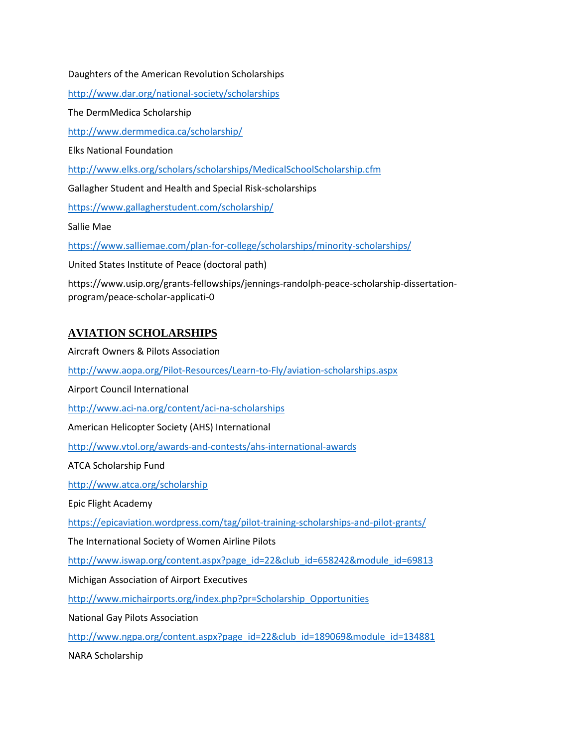Daughters of the American Revolution Scholarships

http://www.dar.org/national-society/scholarships

The DermMedica Scholarship

http://www.dermmedica.ca/scholarship/

Elks National Foundation

http://www.elks.org/scholars/scholarships/MedicalSchoolScholarship.cfm

Gallagher Student and Health and Special Risk-scholarships

https://www.gallagherstudent.com/scholarship/

Sallie Mae

https://www.salliemae.com/plan-for-college/scholarships/minority-scholarships/

United States Institute of Peace (doctoral path)

https://www.usip.org/grants-fellowships/jennings-randolph-peace-scholarship-dissertation-program/peace-scholar-applicati-0

## AVIATION SCHOLARSHIPS

Aircraft Owners & Pilots Association

http://www.aopa.org/Pilot-Resources/Learn-to-Fly/aviation-scholarships.aspx

Airport Council International

http://www.aci-na.org/content/aci-na-scholarships

American Helicopter Society (AHS) International

http://www.vtol.org/awards-and-contests/ahs-international-awards

ATCA Scholarship Fund

http://www.atca.org/scholarship

Epic Flight Academy

https://epicaviation.wordpress.com/tag/pilot-training-scholarships-and-pilot-grants/

The International Society of Women Airline Pilots

http://www.iswap.org/content.aspx?page_id=22&club_id=658242&module_id=69813

Michigan Association of Airport Executives

http://www.michairports.org/index.php?pr=Scholarship_Opportunities

National Gay Pilots Association

http://www.ngpa.org/content.aspx?page_id=22&club_id=189069&module_id=134881

NARA Scholarship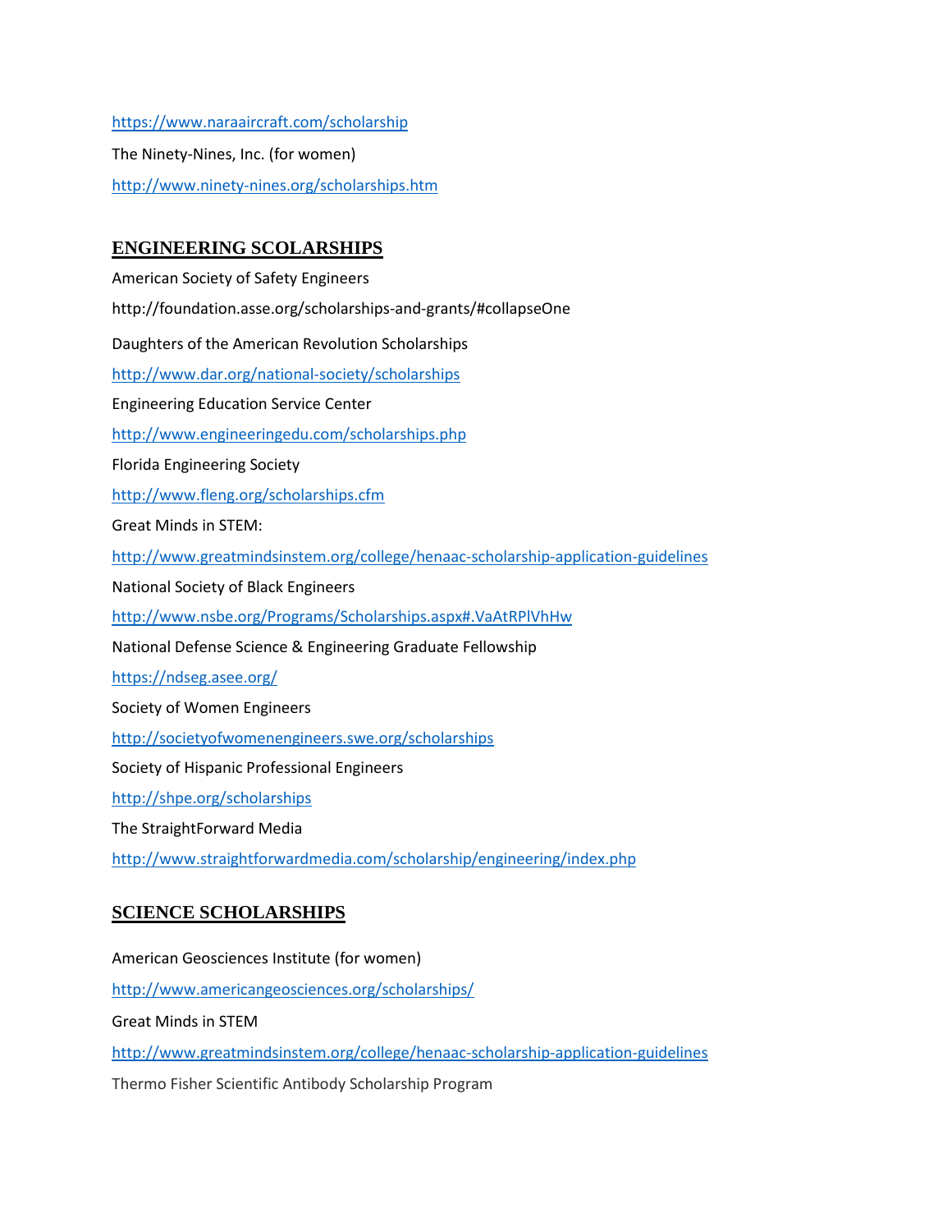https://www.naraaircraft.com/scholarship

The Ninety-Nines, Inc. (for women)

http://www.ninety-nines.org/scholarships.htm

## ENGINEERING SCOLARSHIPS

American Society of Safety Engineers

http://foundation.asse.org/scholarships-and-grants/#collapseOne

Daughters of the American Revolution Scholarships

http://www.dar.org/national-society/scholarships

Engineering Education Service Center

http://www.engineeringedu.com/scholarships.php

Florida Engineering Society

http://www.fleng.org/scholarships.cfm

Great Minds in STEM:

http://www.greatmindsinstem.org/college/henaac-scholarship-application-guidelines

National Society of Black Engineers

http://www.nsbe.org/Programs/Scholarships.aspx#.VaAtRPlVhHw

National Defense Science & Engineering Graduate Fellowship

https://ndseg.asee.org/

Society of Women Engineers

http://societyofwomenengineers.swe.org/scholarships

Society of Hispanic Professional Engineers

http://shpe.org/scholarships

The StraightForward Media

http://www.straightforwardmedia.com/scholarship/engineering/index.php

## SCIENCE SCHOLARSHIPS

American Geosciences Institute (for women)

http://www.americangeosciences.org/scholarships/

Great Minds in STEM

http://www.greatmindsinstem.org/college/henaac-scholarship-application-guidelines

Thermo Fisher Scientific Antibody Scholarship Program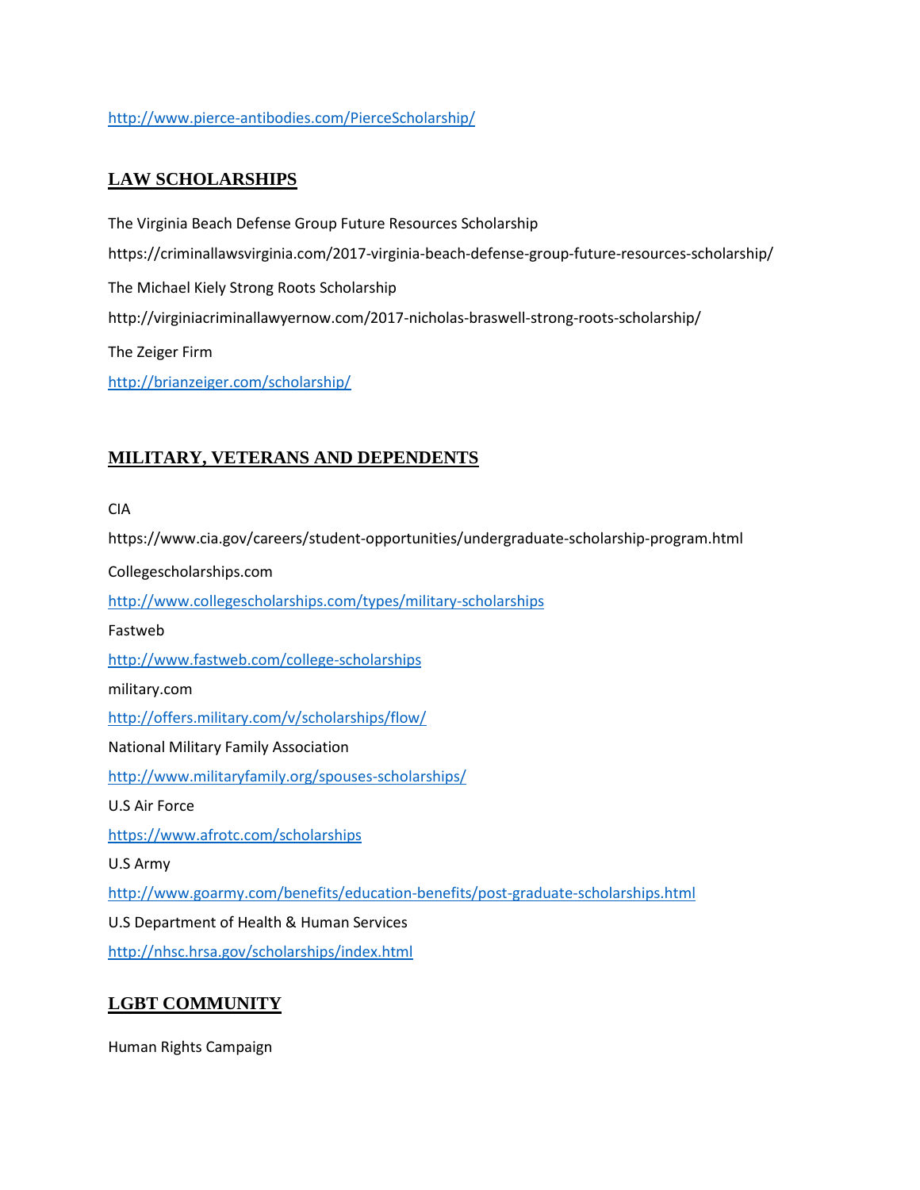http://www.pierce-antibodies.com/PierceScholarship/

## LAW SCHOLARSHIPS

The Virginia Beach Defense Group Future Resources Scholarship

https://criminallawsvirginia.com/2017-virginia-beach-defense-group-future-resources-scholarship/

The Michael Kiely Strong Roots Scholarship

http://virginiacriminallawyernow.com/2017-nicholas-braswell-strong-roots-scholarship/

The Zeiger Firm

http://brianzeiger.com/scholarship/

## MILITARY, VETERANS AND DEPENDENTS

CIA

https://www.cia.gov/careers/student-opportunities/undergraduate-scholarship-program.html

Collegescholarships.com

http://www.collegescholarships.com/types/military-scholarships

Fastweb

http://www.fastweb.com/college-scholarships

military.com

http://offers.military.com/v/scholarships/flow/

National Military Family Association

http://www.militaryfamily.org/spouses-scholarships/

U.S Air Force

https://www.afrotc.com/scholarships

U.S Army

http://www.goarmy.com/benefits/education-benefits/post-graduate-scholarships.html

U.S Department of Health & Human Services

http://nhsc.hrsa.gov/scholarships/index.html

## LGBT COMMUNITY

Human Rights Campaign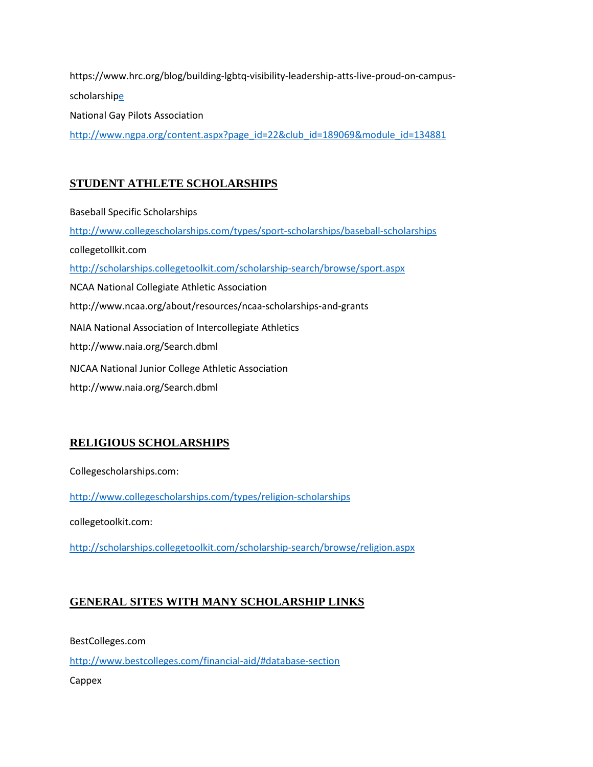https://www.hrc.org/blog/building-lgbtq-visibility-leadership-atts-live-proud-on-campus-scholarshipe

National Gay Pilots Association

http://www.ngpa.org/content.aspx?page_id=22&club_id=189069&module_id=134881

## STUDENT ATHLETE SCHOLARSHIPS

Baseball Specific Scholarships

http://www.collegescholarships.com/types/sport-scholarships/baseball-scholarships

collegetollkit.com

http://scholarships.collegetoolkit.com/scholarship-search/browse/sport.aspx

NCAA National Collegiate Athletic Association

http://www.ncaa.org/about/resources/ncaa-scholarships-and-grants

NAIA National Association of Intercollegiate Athletics

http://www.naia.org/Search.dbml

NJCAA National Junior College Athletic Association

http://www.naia.org/Search.dbml

## RELIGIOUS SCHOLARSHIPS

Collegescholarships.com:

http://www.collegescholarships.com/types/religion-scholarships

collegetoolkit.com:

http://scholarships.collegetoolkit.com/scholarship-search/browse/religion.aspx

## GENERAL SITES WITH MANY SCHOLARSHIP LINKS

BestColleges.com

http://www.bestcolleges.com/financial-aid/#database-section

Cappex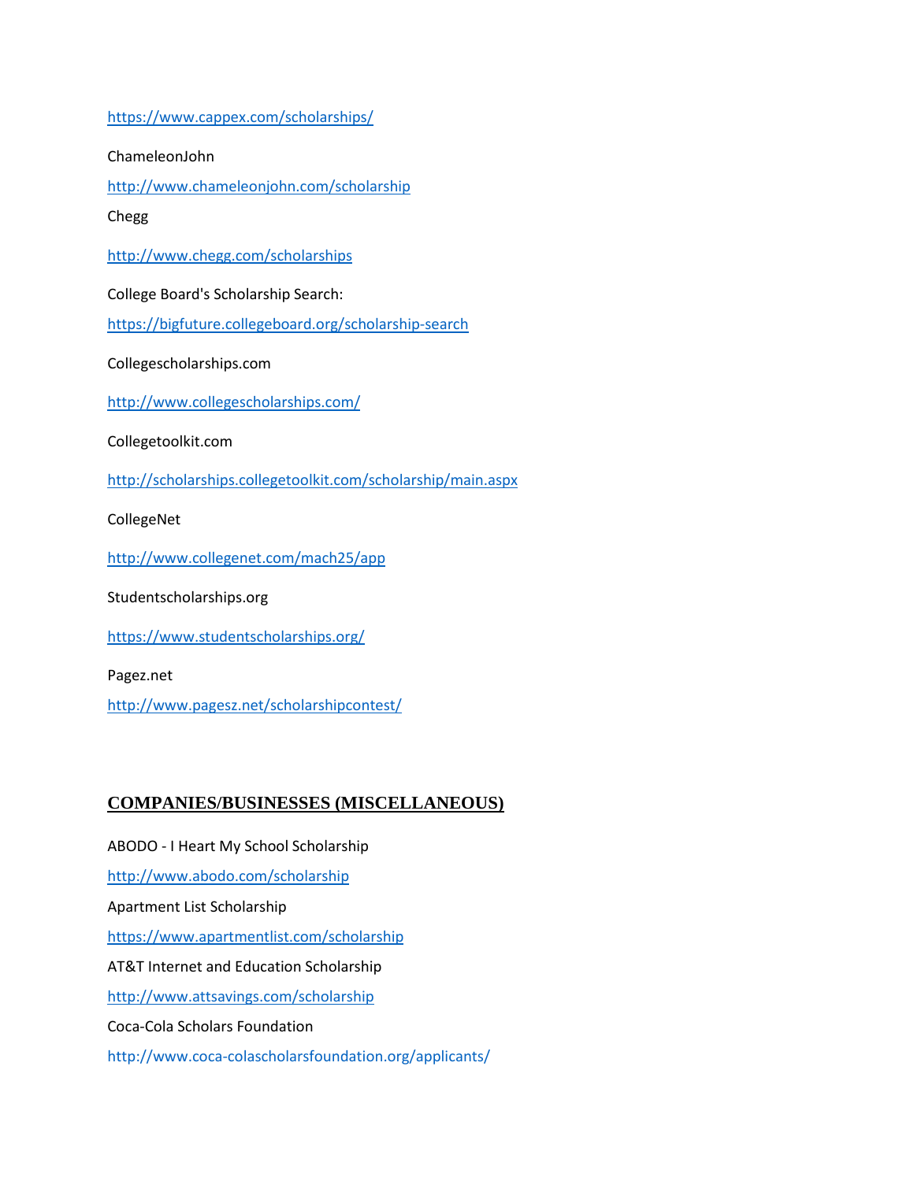https://www.cappex.com/scholarships/

ChameleonJohn

http://www.chameleonjohn.com/scholarship

Chegg

http://www.chegg.com/scholarships

College Board's Scholarship Search:

https://bigfuture.collegeboard.org/scholarship-search

Collegescholarships.com

http://www.collegescholarships.com/

Collegetoolkit.com

http://scholarships.collegetoolkit.com/scholarship/main.aspx

CollegeNet

http://www.collegenet.com/mach25/app

Studentscholarships.org

https://www.studentscholarships.org/

Pagez.net

http://www.pagesz.net/scholarshipcontest/

## COMPANIES/BUSINESSES (MISCELLANEOUS)

ABODO - I Heart My School Scholarship

http://www.abodo.com/scholarship

Apartment List Scholarship

https://www.apartmentlist.com/scholarship

AT&T Internet and Education Scholarship

http://www.attsavings.com/scholarship

Coca-Cola Scholars Foundation

http://www.coca-colascholarsfoundation.org/applicants/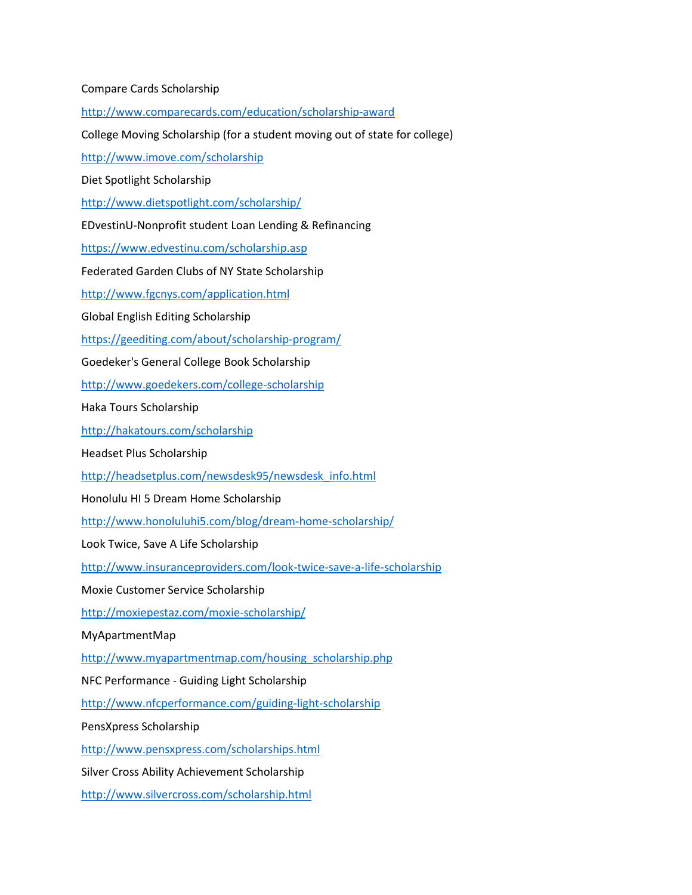Compare Cards Scholarship

http://www.comparecards.com/education/scholarship-award

College Moving Scholarship (for a student moving out of state for college)

http://www.imove.com/scholarship

Diet Spotlight Scholarship

http://www.dietspotlight.com/scholarship/

EDvestinU-Nonprofit student Loan Lending & Refinancing

https://www.edvestinu.com/scholarship.asp

Federated Garden Clubs of NY State Scholarship

http://www.fgcnys.com/application.html

Global English Editing Scholarship

https://geediting.com/about/scholarship-program/

Goedeker's General College Book Scholarship

http://www.goedekers.com/college-scholarship

Haka Tours Scholarship

http://hakatours.com/scholarship

Headset Plus Scholarship

http://headsetplus.com/newsdesk95/newsdesk_info.html

Honolulu HI 5 Dream Home Scholarship

http://www.honoluluhi5.com/blog/dream-home-scholarship/

Look Twice, Save A Life Scholarship

http://www.insuranceproviders.com/look-twice-save-a-life-scholarship

Moxie Customer Service Scholarship

http://moxiepestaz.com/moxie-scholarship/

MyApartmentMap

http://www.myapartmentmap.com/housing_scholarship.php

NFC Performance - Guiding Light Scholarship

http://www.nfcperformance.com/guiding-light-scholarship

PensXpress Scholarship

http://www.pensxpress.com/scholarships.html

Silver Cross Ability Achievement Scholarship

http://www.silvercross.com/scholarship.html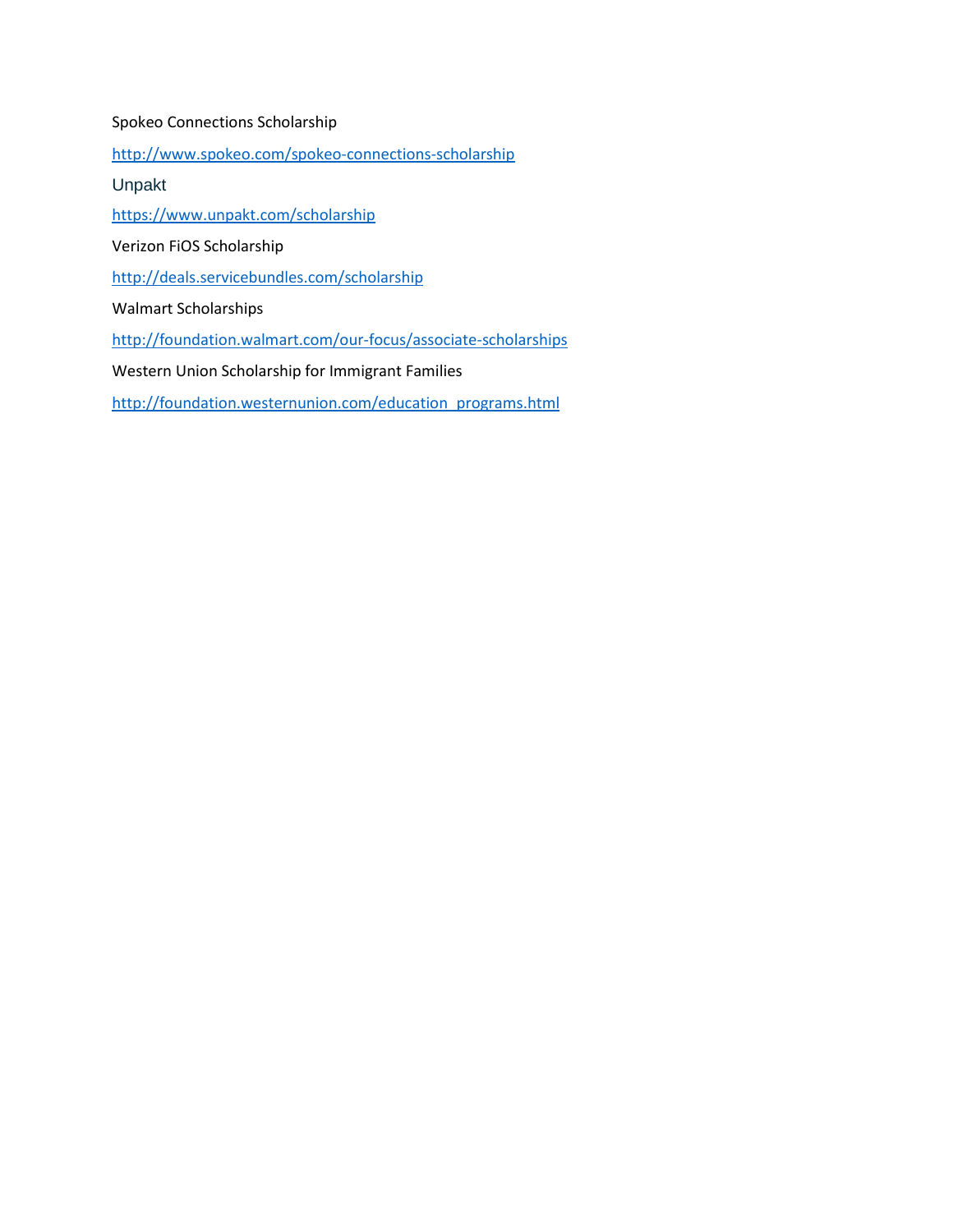Spokeo Connections Scholarship

http://www.spokeo.com/spokeo-connections-scholarship

Unpakt

https://www.unpakt.com/scholarship

Verizon FiOS Scholarship

http://deals.servicebundles.com/scholarship

Walmart Scholarships

http://foundation.walmart.com/our-focus/associate-scholarships

Western Union Scholarship for Immigrant Families

http://foundation.westernunion.com/education_programs.html